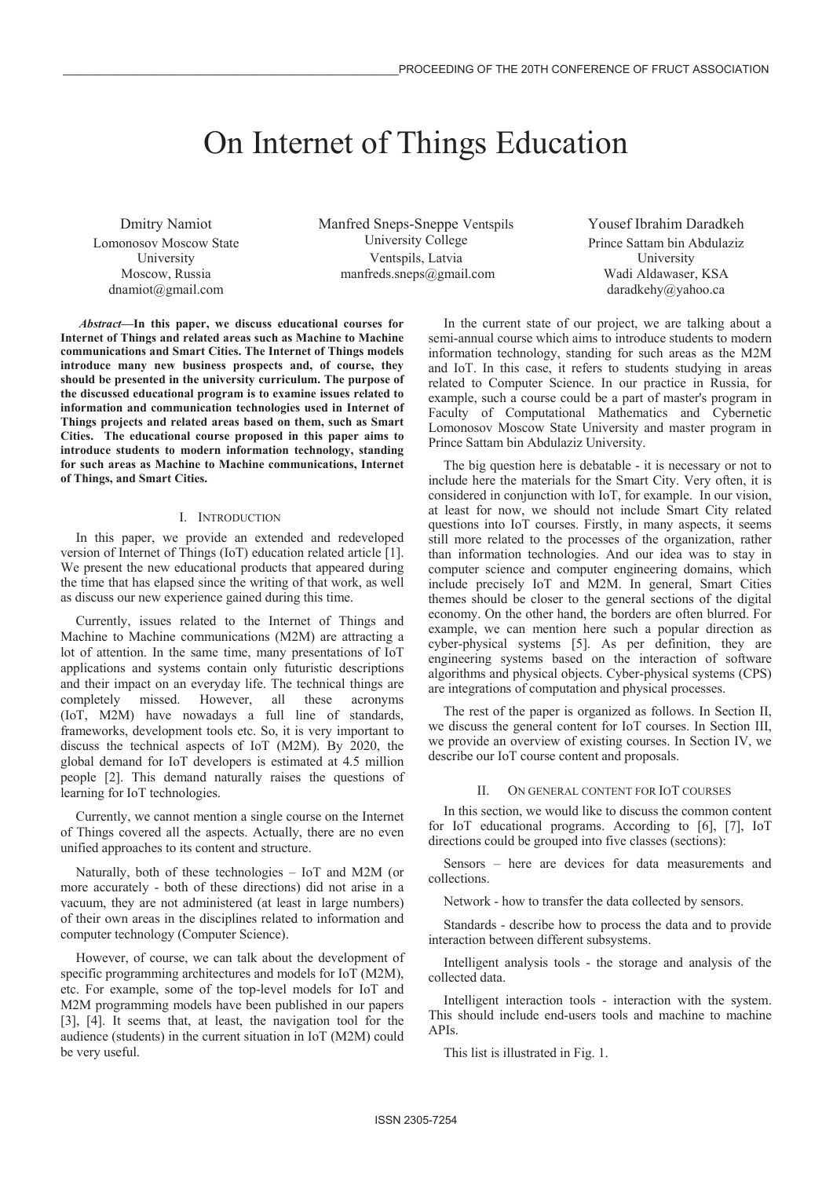# On Internet of Things Education

Dmitry Namiot
Lomonosov Moscow State University
Moscow, Russia
dnamiot@gmail.com

Manfred Sneps-Sneppe Ventspils University College
Ventspils, Latvia
manfreds.sneps@gmail.com

Yousef Ibrahim Daradkeh
Prince Sattam bin Abdulaziz University
Wadi Aldawaser, KSA
daradkehy@yahoo.ca

***Abstract*—In this paper, we discuss educational courses for Internet of Things and related areas such as Machine to Machine communications and Smart Cities. The Internet of Things models introduce many new business prospects and, of course, they should be presented in the university curriculum. The purpose of the discussed educational program is to examine issues related to information and communication technologies used in Internet of Things projects and related areas based on them, such as Smart Cities. The educational course proposed in this paper aims to introduce students to modern information technology, standing for such areas as Machine to Machine communications, Internet of Things, and Smart Cities.**

## I. Introduction

In this paper, we provide an extended and redeveloped version of Internet of Things (IoT) education related article [1]. We present the new educational products that appeared during the time that has elapsed since the writing of that work, as well as discuss our new experience gained during this time.

Currently, issues related to the Internet of Things and Machine to Machine communications (M2M) are attracting a lot of attention. In the same time, many presentations of IoT applications and systems contain only futuristic descriptions and their impact on an everyday life. The technical things are completely missed. However, all these acronyms (IoT, M2M) have nowadays a full line of standards, frameworks, development tools etc. So, it is very important to discuss the technical aspects of IoT (M2M). By 2020, the global demand for IoT developers is estimated at 4.5 million people [2]. This demand naturally raises the questions of learning for IoT technologies.

Currently, we cannot mention a single course on the Internet of Things covered all the aspects. Actually, there are no even unified approaches to its content and structure.

Naturally, both of these technologies – IoT and M2M (or more accurately - both of these directions) did not arise in a vacuum, they are not administered (at least in large numbers) of their own areas in the disciplines related to information and computer technology (Computer Science).

However, of course, we can talk about the development of specific programming architectures and models for IoT (M2M), etc. For example, some of the top-level models for IoT and M2M programming models have been published in our papers [3], [4]. It seems that, at least, the navigation tool for the audience (students) in the current situation in IoT (M2M) could be very useful.

In the current state of our project, we are talking about a semi-annual course which aims to introduce students to modern information technology, standing for such areas as the M2M and IoT. In this case, it refers to students studying in areas related to Computer Science. In our practice in Russia, for example, such a course could be a part of master's program in Faculty of Computational Mathematics and Cybernetic Lomonosov Moscow State University and master program in Prince Sattam bin Abdulaziz University.

The big question here is debatable - it is necessary or not to include here the materials for the Smart City. Very often, it is considered in conjunction with IoT, for example. In our vision, at least for now, we should not include Smart City related questions into IoT courses. Firstly, in many aspects, it seems still more related to the processes of the organization, rather than information technologies. And our idea was to stay in computer science and computer engineering domains, which include precisely IoT and M2M. In general, Smart Cities themes should be closer to the general sections of the digital economy. On the other hand, the borders are often blurred. For example, we can mention here such a popular direction as cyber-physical systems [5]. As per definition, they are engineering systems based on the interaction of software algorithms and physical objects. Cyber-physical systems (CPS) are integrations of computation and physical processes.

The rest of the paper is organized as follows. In Section II, we discuss the general content for IoT courses. In Section III, we provide an overview of existing courses. In Section IV, we describe our IoT course content and proposals.

## II. On General Content for IoT Courses

In this section, we would like to discuss the common content for IoT educational programs. According to [6], [7], IoT directions could be grouped into five classes (sections):

Sensors – here are devices for data measurements and collections.

Network - how to transfer the data collected by sensors.

Standards - describe how to process the data and to provide interaction between different subsystems.

Intelligent analysis tools - the storage and analysis of the collected data.

Intelligent interaction tools - interaction with the system. This should include end-users tools and machine to machine APIs.

This list is illustrated in Fig. 1.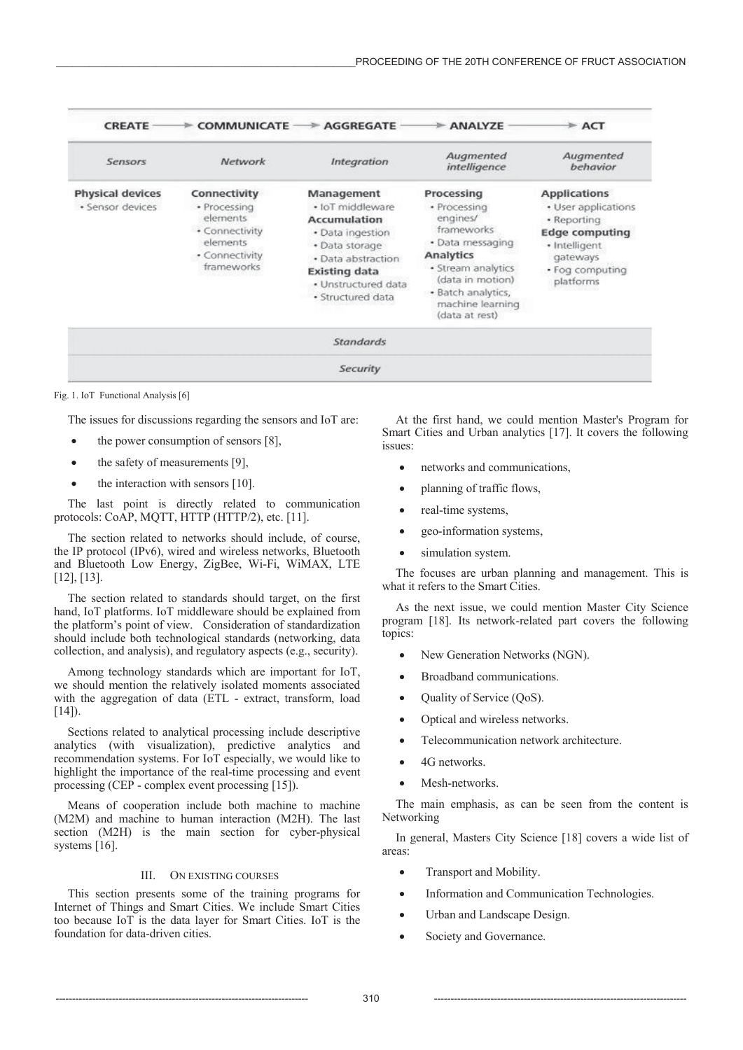| CREATE | → COMMUNICATE | → AGGREGATE | → ANALYZE | → ACT |
|---|---|---|---|---|
| *Sensors* | *Network* | *Integration* | *Augmented intelligence* | *Augmented behavior* |
| **Physical devices**<br>• Sensor devices | **Connectivity**<br>• Processing elements<br>• Connectivity elements<br>• Connectivity frameworks | **Management**<br>• IoT middleware<br>**Accumulation**<br>• Data ingestion<br>• Data storage<br>• Data abstraction<br>**Existing data**<br>• Unstructured data<br>• Structured data | **Processing**<br>• Processing engines/ frameworks<br>• Data messaging<br>**Analytics**<br>• Stream analytics (data in motion)<br>• Batch analytics, machine learning (data at rest) | **Applications**<br>• User applications<br>• Reporting<br>**Edge computing**<br>• Intelligent gateways<br>• Fog computing platforms |
| *Standards* | | | | |
| *Security* | | | | |

Fig. 1. IoT Functional Analysis [6]

The issues for discussions regarding the sensors and IoT are:

- the power consumption of sensors [8],
- the safety of measurements [9],
- the interaction with sensors [10].

The last point is directly related to communication protocols: CoAP, MQTT, HTTP (HTTP/2), etc. [11].

The section related to networks should include, of course, the IP protocol (IPv6), wired and wireless networks, Bluetooth and Bluetooth Low Energy, ZigBee, Wi-Fi, WiMAX, LTE [12], [13].

The section related to standards should target, on the first hand, IoT platforms. IoT middleware should be explained from the platform's point of view. Consideration of standardization should include both technological standards (networking, data collection, and analysis), and regulatory aspects (e.g., security).

Among technology standards which are important for IoT, we should mention the relatively isolated moments associated with the aggregation of data (ETL - extract, transform, load [14]).

Sections related to analytical processing include descriptive analytics (with visualization), predictive analytics and recommendation systems. For IoT especially, we would like to highlight the importance of the real-time processing and event processing (CEP - complex event processing [15]).

Means of cooperation include both machine to machine (M2M) and machine to human interaction (M2H). The last section (M2H) is the main section for cyber-physical systems [16].

## III. On existing courses

This section presents some of the training programs for Internet of Things and Smart Cities. We include Smart Cities too because IoT is the data layer for Smart Cities. IoT is the foundation for data-driven cities.

At the first hand, we could mention Master's Program for Smart Cities and Urban analytics [17]. It covers the following issues:

- networks and communications,
- planning of traffic flows,
- real-time systems,
- geo-information systems,
- simulation system.

The focuses are urban planning and management. This is what it refers to the Smart Cities.

As the next issue, we could mention Master City Science program [18]. Its network-related part covers the following topics:

- New Generation Networks (NGN).
- Broadband communications.
- Quality of Service (QoS).
- Optical and wireless networks.
- Telecommunication network architecture.
- 4G networks.
- Mesh-networks.

The main emphasis, as can be seen from the content is Networking

In general, Masters City Science [18] covers a wide list of areas:

- Transport and Mobility.
- Information and Communication Technologies.
- Urban and Landscape Design.
- Society and Governance.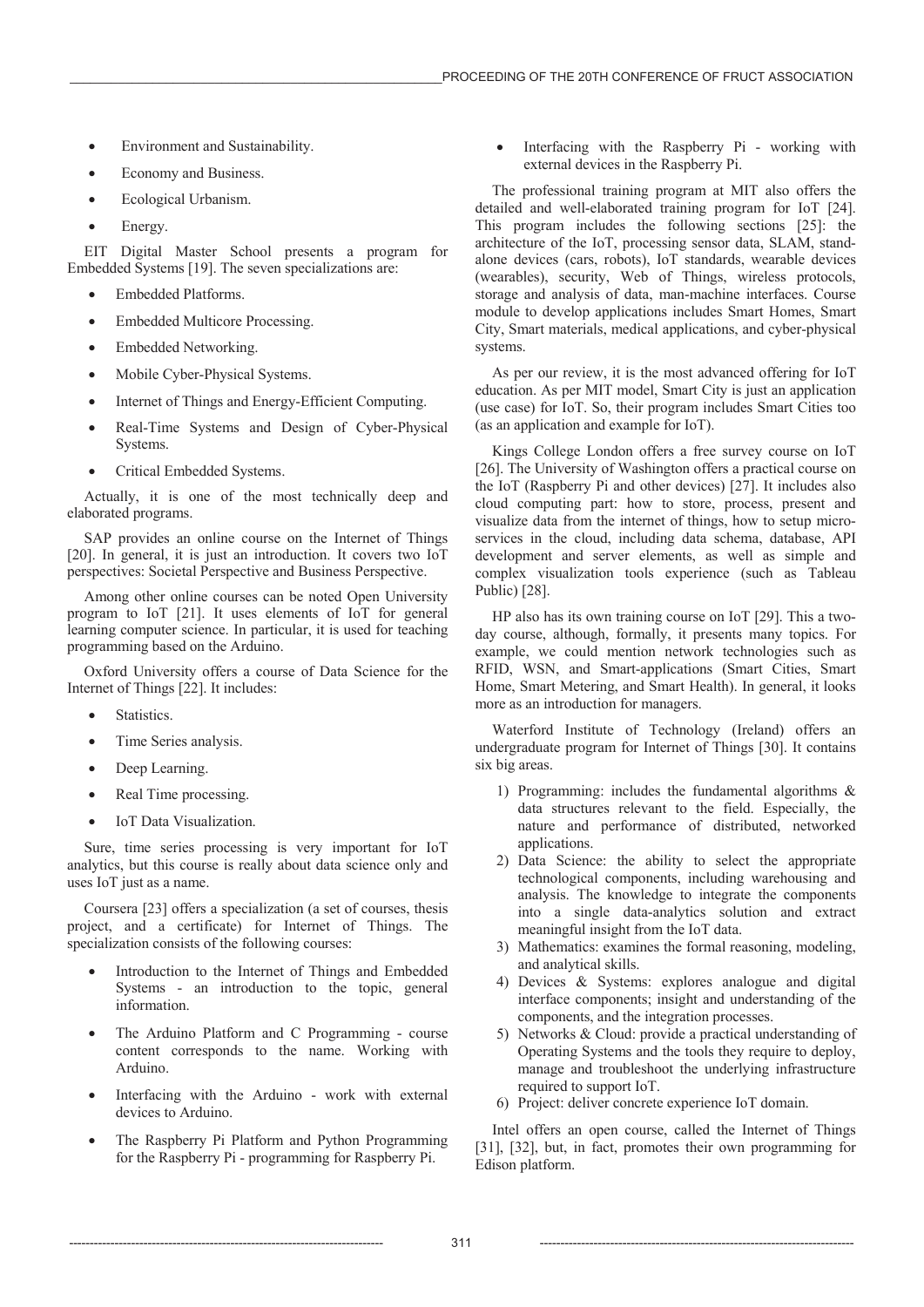- Environment and Sustainability.
- Economy and Business.
- Ecological Urbanism.
- Energy.

EIT Digital Master School presents a program for Embedded Systems [19]. The seven specializations are:

- Embedded Platforms.
- Embedded Multicore Processing.
- Embedded Networking.
- Mobile Cyber-Physical Systems.
- Internet of Things and Energy-Efficient Computing.
- Real-Time Systems and Design of Cyber-Physical Systems.
- Critical Embedded Systems.

Actually, it is one of the most technically deep and elaborated programs.

SAP provides an online course on the Internet of Things [20]. In general, it is just an introduction. It covers two IoT perspectives: Societal Perspective and Business Perspective.

Among other online courses can be noted Open University program to IoT [21]. It uses elements of IoT for general learning computer science. In particular, it is used for teaching programming based on the Arduino.

Oxford University offers a course of Data Science for the Internet of Things [22]. It includes:

- Statistics.
- Time Series analysis.
- Deep Learning.
- Real Time processing.
- IoT Data Visualization.

Sure, time series processing is very important for IoT analytics, but this course is really about data science only and uses IoT just as a name.

Coursera [23] offers a specialization (a set of courses, thesis project, and a certificate) for Internet of Things. The specialization consists of the following courses:

- Introduction to the Internet of Things and Embedded Systems - an introduction to the topic, general information.
- The Arduino Platform and C Programming - course content corresponds to the name. Working with Arduino.
- Interfacing with the Arduino - work with external devices to Arduino.
- The Raspberry Pi Platform and Python Programming for the Raspberry Pi - programming for Raspberry Pi.
- Interfacing with the Raspberry Pi - working with external devices in the Raspberry Pi.

The professional training program at MIT also offers the detailed and well-elaborated training program for IoT [24]. This program includes the following sections [25]: the architecture of the IoT, processing sensor data, SLAM, stand-alone devices (cars, robots), IoT standards, wearable devices (wearables), security, Web of Things, wireless protocols, storage and analysis of data, man-machine interfaces. Course module to develop applications includes Smart Homes, Smart City, Smart materials, medical applications, and cyber-physical systems.

As per our review, it is the most advanced offering for IoT education. As per MIT model, Smart City is just an application (use case) for IoT. So, their program includes Smart Cities too (as an application and example for IoT).

Kings College London offers a free survey course on IoT [26]. The University of Washington offers a practical course on the IoT (Raspberry Pi and other devices) [27]. It includes also cloud computing part: how to store, process, present and visualize data from the internet of things, how to setup micro-services in the cloud, including data schema, database, API development and server elements, as well as simple and complex visualization tools experience (such as Tableau Public) [28].

HP also has its own training course on IoT [29]. This a two-day course, although, formally, it presents many topics. For example, we could mention network technologies such as RFID, WSN, and Smart-applications (Smart Cities, Smart Home, Smart Metering, and Smart Health). In general, it looks more as an introduction for managers.

Waterford Institute of Technology (Ireland) offers an undergraduate program for Internet of Things [30]. It contains six big areas.

1) Programming: includes the fundamental algorithms & data structures relevant to the field. Especially, the nature and performance of distributed, networked applications.
2) Data Science: the ability to select the appropriate technological components, including warehousing and analysis. The knowledge to integrate the components into a single data-analytics solution and extract meaningful insight from the IoT data.
3) Mathematics: examines the formal reasoning, modeling, and analytical skills.
4) Devices & Systems: explores analogue and digital interface components; insight and understanding of the components, and the integration processes.
5) Networks & Cloud: provide a practical understanding of Operating Systems and the tools they require to deploy, manage and troubleshoot the underlying infrastructure required to support IoT.
6) Project: deliver concrete experience IoT domain.

Intel offers an open course, called the Internet of Things [31], [32], but, in fact, promotes their own programming for Edison platform.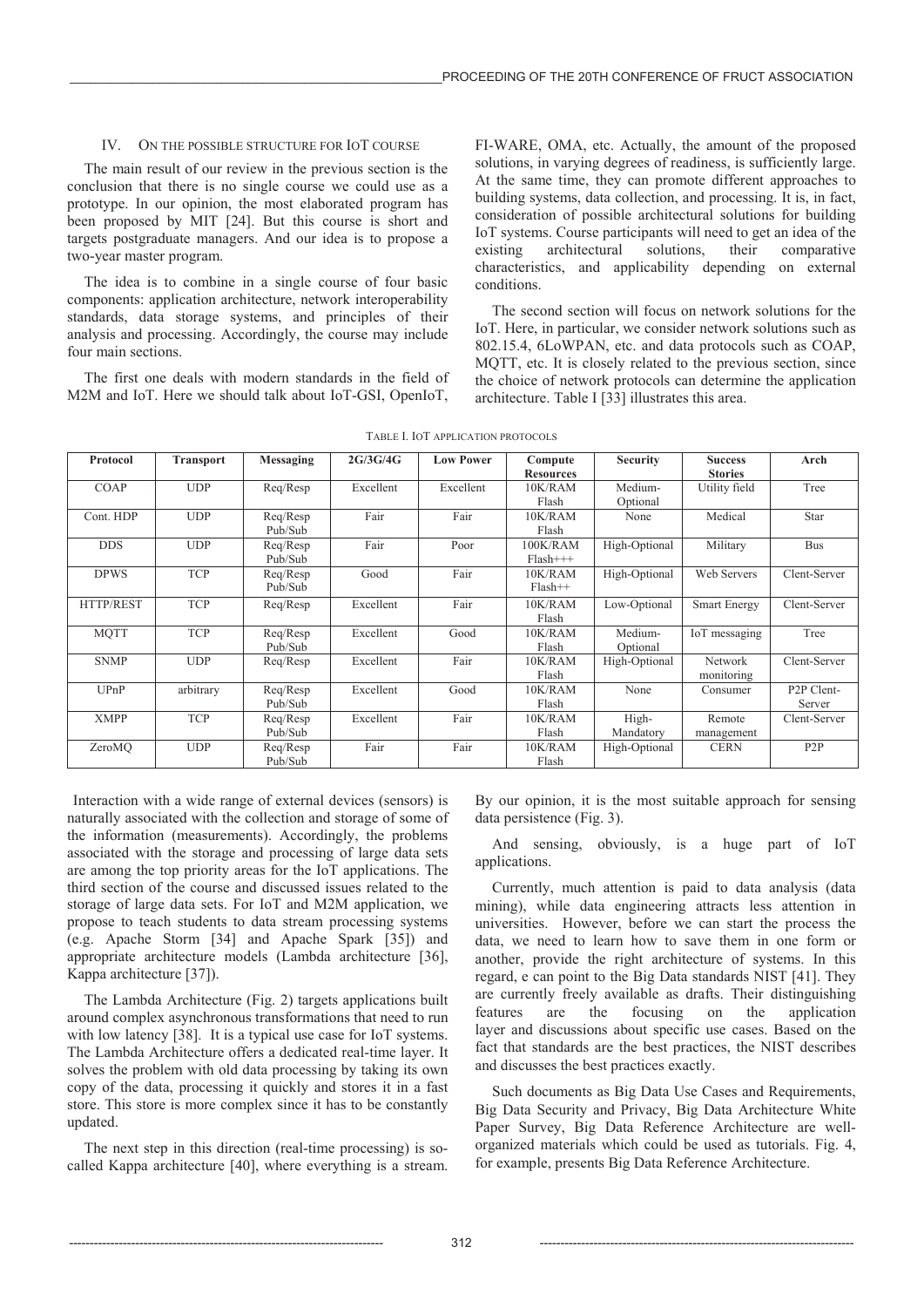## IV. ON THE POSSIBLE STRUCTURE FOR IOT COURSE

The main result of our review in the previous section is the conclusion that there is no single course we could use as a prototype. In our opinion, the most elaborated program has been proposed by MIT [24]. But this course is short and targets postgraduate managers. And our idea is to propose a two-year master program.

The idea is to combine in a single course of four basic components: application architecture, network interoperability standards, data storage systems, and principles of their analysis and processing. Accordingly, the course may include four main sections.

The first one deals with modern standards in the field of M2M and IoT. Here we should talk about IoT-GSI, OpenIoT, FI-WARE, OMA, etc. Actually, the amount of the proposed solutions, in varying degrees of readiness, is sufficiently large. At the same time, they can promote different approaches to building systems, data collection, and processing. It is, in fact, consideration of possible architectural solutions for building IoT systems. Course participants will need to get an idea of the existing architectural solutions, their comparative characteristics, and applicability depending on external conditions.

The second section will focus on network solutions for the IoT. Here, in particular, we consider network solutions such as 802.15.4, 6LoWPAN, etc. and data protocols such as COAP, MQTT, etc. It is closely related to the previous section, since the choice of network protocols can determine the application architecture. Table I [33] illustrates this area.

TABLE I. IOT APPLICATION PROTOCOLS

| Protocol | Transport | Messaging | 2G/3G/4G | Low Power | Compute Resources | Security | Success Stories | Arch |
|---|---|---|---|---|---|---|---|---|
| COAP | UDP | Req/Resp | Excellent | Excellent | 10K/RAM Flash | Medium-Optional | Utility field | Tree |
| Cont. HDP | UDP | Req/Resp Pub/Sub | Fair | Fair | 10K/RAM Flash | None | Medical | Star |
| DDS | UDP | Req/Resp Pub/Sub | Fair | Poor | 100K/RAM Flash+++ | High-Optional | Military | Bus |
| DPWS | TCP | Req/Resp Pub/Sub | Good | Fair | 10K/RAM Flash++ | High-Optional | Web Servers | Clent-Server |
| HTTP/REST | TCP | Req/Resp | Excellent | Fair | 10K/RAM Flash | Low-Optional | Smart Energy | Clent-Server |
| MQTT | TCP | Req/Resp Pub/Sub | Excellent | Good | 10K/RAM Flash | Medium-Optional | IoT messaging | Tree |
| SNMP | UDP | Req/Resp | Excellent | Fair | 10K/RAM Flash | High-Optional | Network monitoring | Clent-Server |
| UPnP | arbitrary | Req/Resp Pub/Sub | Excellent | Good | 10K/RAM Flash | None | Consumer | P2P Clent-Server |
| XMPP | TCP | Req/Resp Pub/Sub | Excellent | Fair | 10K/RAM Flash | High-Mandatory | Remote management | Clent-Server |
| ZeroMQ | UDP | Req/Resp Pub/Sub | Fair | Fair | 10K/RAM Flash | High-Optional | CERN | P2P |

Interaction with a wide range of external devices (sensors) is naturally associated with the collection and storage of some of the information (measurements). Accordingly, the problems associated with the storage and processing of large data sets are among the top priority areas for the IoT applications. The third section of the course and discussed issues related to the storage of large data sets. For IoT and M2M application, we propose to teach students to data stream processing systems (e.g. Apache Storm [34] and Apache Spark [35]) and appropriate architecture models (Lambda architecture [36], Kappa architecture [37]).

The Lambda Architecture (Fig. 2) targets applications built around complex asynchronous transformations that need to run with low latency [38]. It is a typical use case for IoT systems. The Lambda Architecture offers a dedicated real-time layer. It solves the problem with old data processing by taking its own copy of the data, processing it quickly and stores it in a fast store. This store is more complex since it has to be constantly updated.

The next step in this direction (real-time processing) is so-called Kappa architecture [40], where everything is a stream. By our opinion, it is the most suitable approach for sensing data persistence (Fig. 3).

And sensing, obviously, is a huge part of IoT applications.

Currently, much attention is paid to data analysis (data mining), while data engineering attracts less attention in universities. However, before we can start the process the data, we need to learn how to save them in one form or another, provide the right architecture of systems. In this regard, e can point to the Big Data standards NIST [41]. They are currently freely available as drafts. Their distinguishing features are the focusing on the application layer and discussions about specific use cases. Based on the fact that standards are the best practices, the NIST describes and discusses the best practices exactly.

Such documents as Big Data Use Cases and Requirements, Big Data Security and Privacy, Big Data Architecture White Paper Survey, Big Data Reference Architecture are well-organized materials which could be used as tutorials. Fig. 4, for example, presents Big Data Reference Architecture.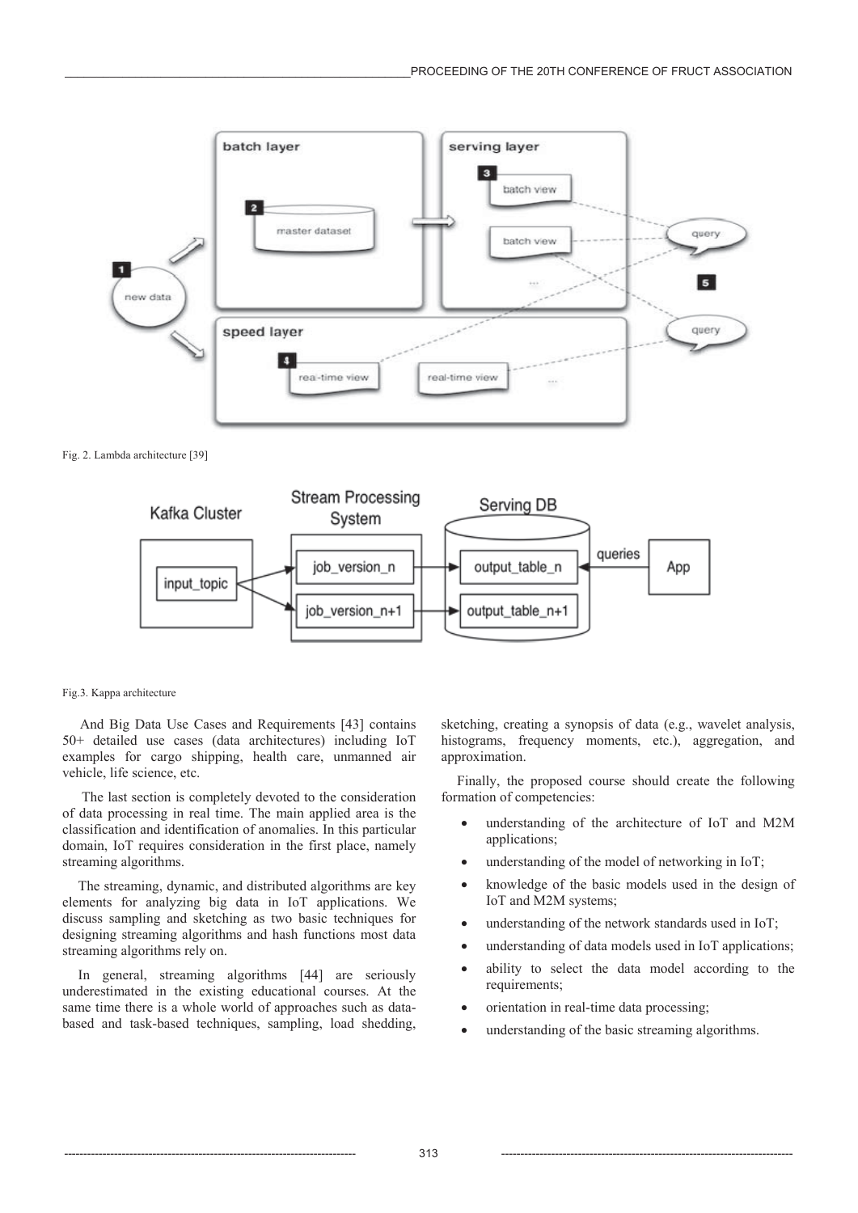Fig. 2. Lambda architecture [39]

Fig.3. Kappa architecture

And Big Data Use Cases and Requirements [43] contains 50+ detailed use cases (data architectures) including IoT examples for cargo shipping, health care, unmanned air vehicle, life science, etc.

The last section is completely devoted to the consideration of data processing in real time. The main applied area is the classification and identification of anomalies. In this particular domain, IoT requires consideration in the first place, namely streaming algorithms.

The streaming, dynamic, and distributed algorithms are key elements for analyzing big data in IoT applications. We discuss sampling and sketching as two basic techniques for designing streaming algorithms and hash functions most data streaming algorithms rely on.

In general, streaming algorithms [44] are seriously underestimated in the existing educational courses. At the same time there is a whole world of approaches such as data-based and task-based techniques, sampling, load shedding, sketching, creating a synopsis of data (e.g., wavelet analysis, histograms, frequency moments, etc.), aggregation, and approximation.

Finally, the proposed course should create the following formation of competencies:

- understanding of the architecture of IoT and M2M applications;
- understanding of the model of networking in IoT;
- knowledge of the basic models used in the design of IoT and M2M systems;
- understanding of the network standards used in IoT;
- understanding of data models used in IoT applications;
- ability to select the data model according to the requirements;
- orientation in real-time data processing;
- understanding of the basic streaming algorithms.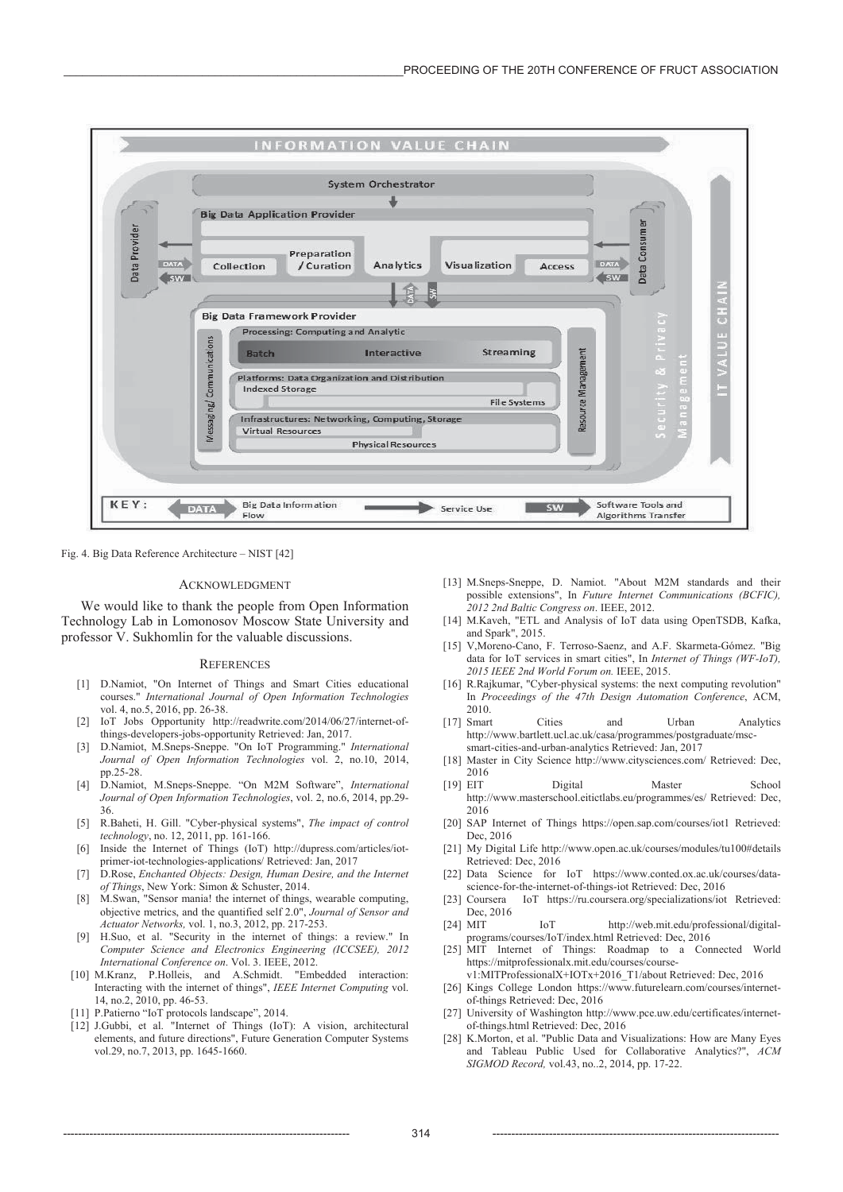Fig. 4. Big Data Reference Architecture – NIST [42]

## ACKNOWLEDGMENT

We would like to thank the people from Open Information Technology Lab in Lomonosov Moscow State University and professor V. Sukhomlin for the valuable discussions.

## REFERENCES

[1] D.Namiot, "On Internet of Things and Smart Cities educational courses." *International Journal of Open Information Technologies* vol. 4, no.5, 2016, pp. 26-38.

[2] IoT Jobs Opportunity http://readwrite.com/2014/06/27/internet-of-things-developers-jobs-opportunity Retrieved: Jan, 2017.

[3] D.Namiot, M.Sneps-Sneppe. "On IoT Programming." *International Journal of Open Information Technologies* vol. 2, no.10, 2014, pp.25-28.

[4] D.Namiot, M.Sneps-Sneppe. "On M2M Software", *International Journal of Open Information Technologies*, vol. 2, no.6, 2014, pp.29-36.

[5] R.Baheti, H. Gill. "Cyber-physical systems", *The impact of control technology*, no. 12, 2011, pp. 161-166.

[6] Inside the Internet of Things (IoT) http://dupress.com/articles/iot-primer-iot-technologies-applications/ Retrieved: Jan, 2017

[7] D.Rose, *Enchanted Objects: Design, Human Desire, and the Internet of Things*, New York: Simon & Schuster, 2014.

[8] M.Swan, "Sensor mania! the internet of things, wearable computing, objective metrics, and the quantified self 2.0", *Journal of Sensor and Actuator Networks,* vol. 1, no.3, 2012, pp. 217-253.

[9] H.Suo, et al. "Security in the internet of things: a review." In *Computer Science and Electronics Engineering (ICCSEE), 2012 International Conference on*. Vol. 3. IEEE, 2012.

[10] M.Kranz, P.Holleis, and A.Schmidt. "Embedded interaction: Interacting with the internet of things", *IEEE Internet Computing* vol. 14, no.2, 2010, pp. 46-53.

[11] P.Patierno "IoT protocols landscape", 2014.

[12] J.Gubbi, et al. "Internet of Things (IoT): A vision, architectural elements, and future directions", Future Generation Computer Systems vol.29, no.7, 2013, pp. 1645-1660.

[13] M.Sneps-Sneppe, D. Namiot. "About M2M standards and their possible extensions", In *Future Internet Communications (BCFIC), 2012 2nd Baltic Congress on*. IEEE, 2012.

[14] M.Kaveh, "ETL and Analysis of IoT data using OpenTSDB, Kafka, and Spark", 2015.

[15] V,Moreno-Cano, F. Terroso-Saenz, and A.F. Skarmeta-Gómez. "Big data for IoT services in smart cities", In *Internet of Things (WF-IoT), 2015 IEEE 2nd World Forum on.* IEEE, 2015.

[16] R.Rajkumar, "Cyber-physical systems: the next computing revolution" In *Proceedings of the 47th Design Automation Conference*, ACM, 2010.

[17] Smart Cities and Urban Analytics http://www.bartlett.ucl.ac.uk/casa/programmes/postgraduate/msc-smart-cities-and-urban-analytics Retrieved: Jan, 2017

[18] Master in City Science http://www.citysciences.com/ Retrieved: Dec, 2016

[19] EIT Digital Master School http://www.masterschool.eitictlabs.eu/programmes/es/ Retrieved: Dec, 2016

[20] SAP Internet of Things https://open.sap.com/courses/iot1 Retrieved: Dec, 2016

[21] My Digital Life http://www.open.ac.uk/courses/modules/tu100#details Retrieved: Dec, 2016

[22] Data Science for IoT https://www.conted.ox.ac.uk/courses/data-science-for-the-internet-of-things-iot Retrieved: Dec, 2016

[23] Coursera IoT https://ru.coursera.org/specializations/iot Retrieved: Dec, 2016

[24] MIT IoT http://web.mit.edu/professional/digital-programs/courses/IoT/index.html Retrieved: Dec, 2016

[25] MIT Internet of Things: Roadmap to a Connected World https://mitprofessionalx.mit.edu/courses/course-v1:MITProfessionalX+IOTx+2016_T1/about Retrieved: Dec, 2016

[26] Kings College London https://www.futurelearn.com/courses/internet-of-things Retrieved: Dec, 2016

[27] University of Washington http://www.pce.uw.edu/certificates/internet-of-things.html Retrieved: Dec, 2016

[28] K.Morton, et al. "Public Data and Visualizations: How are Many Eyes and Tableau Public Used for Collaborative Analytics?", *ACM SIGMOD Record,* vol.43, no..2, 2014, pp. 17-22.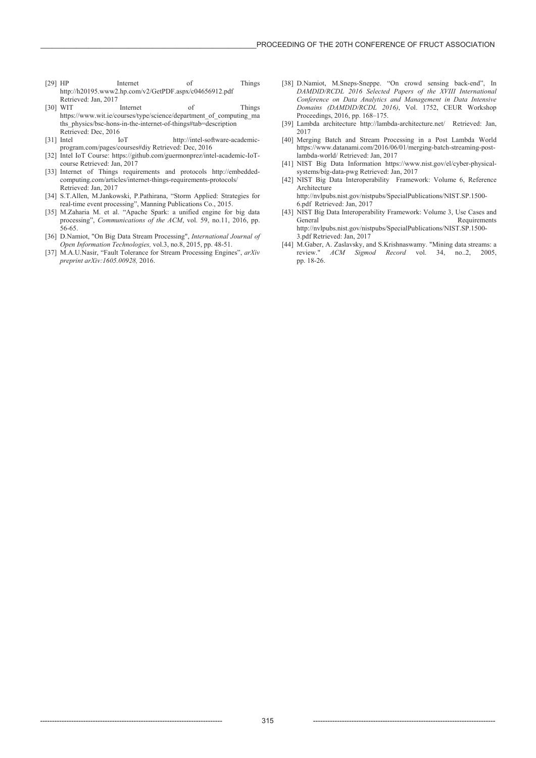[29] HP Internet of Things http://h20195.www2.hp.com/v2/GetPDF.aspx/c04656912.pdf Retrieved: Jan, 2017

[30] WIT Internet of Things https://www.wit.ie/courses/type/science/department_of_computing_maths_physics/bsc-hons-in-the-internet-of-things#tab=description Retrieved: Dec, 2016

[31] Intel IoT http://intel-software-academic-program.com/pages/courses#diy Retrieved: Dec, 2016

[32] Intel IoT Course: https://github.com/guermonprez/intel-academic-IoT-course Retrieved: Jan, 2017

[33] Internet of Things requirements and protocols http://embedded-computing.com/articles/internet-things-requirements-protocols/ Retrieved: Jan, 2017

[34] S.T.Allen, M.Jankowski, P.Pathirana, "Storm Applied: Strategies for real-time event processing", Manning Publications Co., 2015.

[35] M.Zaharia M. et al. "Apache Spark: a unified engine for big data processing", *Communications of the ACM*, vol. 59, no.11, 2016, pp. 56-65.

[36] D.Namiot, "On Big Data Stream Processing", *International Journal of Open Information Technologies,* vol.3, no.8, 2015, pp. 48-51.

[37] M.A.U.Nasir, "Fault Tolerance for Stream Processing Engines", *arXiv preprint arXiv:1605.00928,* 2016.

[38] D.Namiot, M.Sneps-Sneppe. "On crowd sensing back-end", In *DAMDID/RCDL 2016 Selected Papers of the XVIII International Conference on Data Analytics and Management in Data Intensive Domains (DAMDID/RCDL 2016)*, Vol. 1752, CEUR Workshop Proceedings, 2016, pp. 168–175.

[39] Lambda architecture http://lambda-architecture.net/ Retrieved: Jan, 2017

[40] Merging Batch and Stream Processing in a Post Lambda World https://www.datanami.com/2016/06/01/merging-batch-streaming-post-lambda-world/ Retrieved: Jan, 2017

[41] NIST Big Data Information https://www.nist.gov/el/cyber-physical-systems/big-data-pwg Retrieved: Jan, 2017

[42] NIST Big Data Interoperability Framework: Volume 6, Reference Architecture http://nvlpubs.nist.gov/nistpubs/SpecialPublications/NIST.SP.1500-6.pdf Retrieved: Jan, 2017

[43] NIST Big Data Interoperability Framework: Volume 3, Use Cases and General Requirements http://nvlpubs.nist.gov/nistpubs/SpecialPublications/NIST.SP.1500-3.pdf Retrieved: Jan, 2017

[44] M.Gaber, A. Zaslavsky, and S.Krishnaswamy. "Mining data streams: a review." *ACM Sigmod Record* vol. 34, no..2, 2005, pp. 18-26.